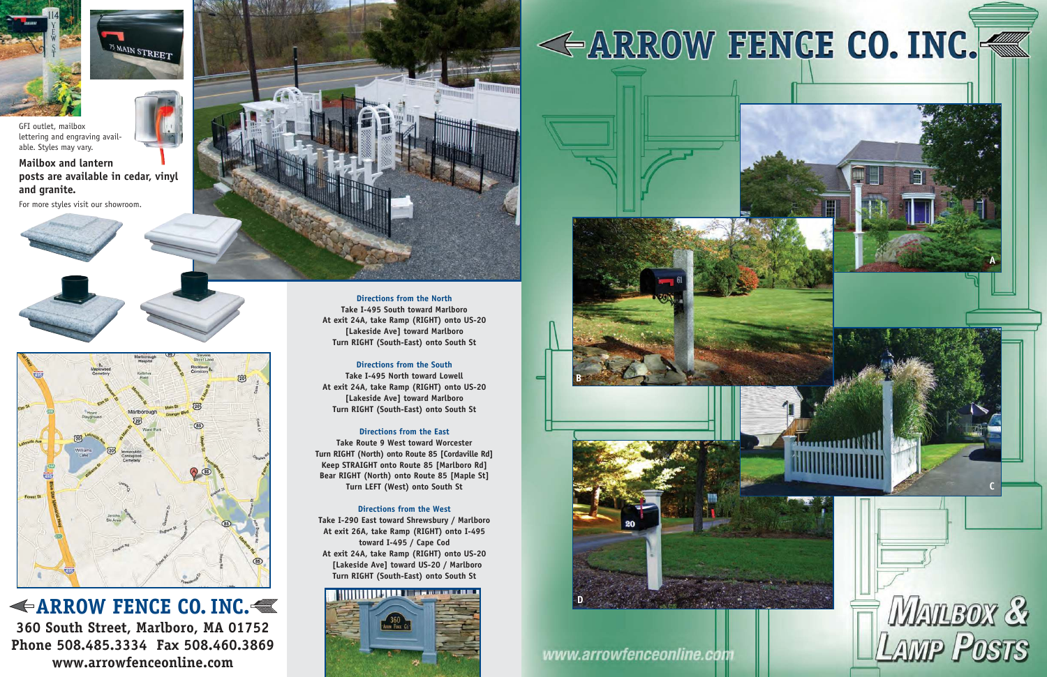GFI outlet, mailbox lettering and engraving available. Styles may vary.

**Mailbox and lantern posts are available in cedar, vinyl and granite.**

For more styles visit our showroom.

### Directions from the North

Take I-495 South toward Marlboro
At exit 24A, take Ramp (RIGHT) onto US-20 [Lakeside Ave] toward Marlboro
Turn RIGHT (South-East) onto South St

### Directions from the South

Take I-495 North toward Lowell
At exit 24A, take Ramp (RIGHT) onto US-20 [Lakeside Ave] toward Marlboro
Turn RIGHT (South-East) onto South St

### Directions from the East

Take Route 9 West toward Worcester
Turn RIGHT (North) onto Route 85 [Cordaville Rd]
Keep STRAIGHT onto Route 85 [Marlboro Rd]
Bear RIGHT (North) onto Route 85 [Maple St]
Turn LEFT (West) onto South St

### Directions from the West

Take I-290 East toward Shrewsbury / Marlboro
At exit 26A, take Ramp (RIGHT) onto I-495 toward I-495 / Cape Cod
At exit 24A, take Ramp (RIGHT) onto US-20 [Lakeside Ave] toward US-20 / Marlboro
Turn RIGHT (South-East) onto South St

## ARROW FENCE CO. INC.

**360 South Street, Marlboro, MA 01752**
**Phone 508.485.3334 Fax 508.460.3869**
**www.arrowfenceonline.com**

# ARROW FENCE CO. INC.

A

B

C

D

# Mailbox & Lamp Posts

www.arrowfenceonline.com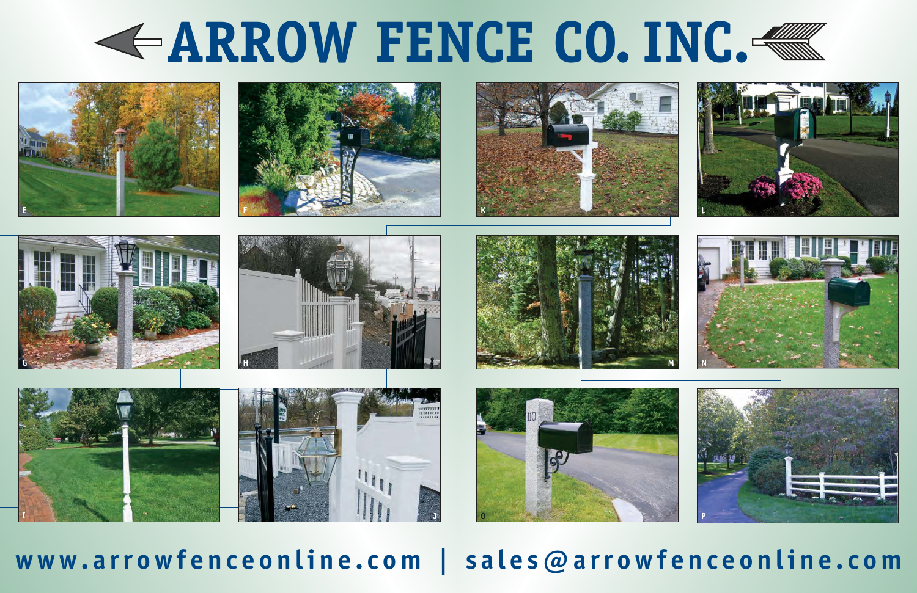# ARROW FENCE CO. INC.

E

F

K

L

G

H

M

N

I

J

O

P

www.arrowfenceonline.com | sales@arrowfenceonline.com